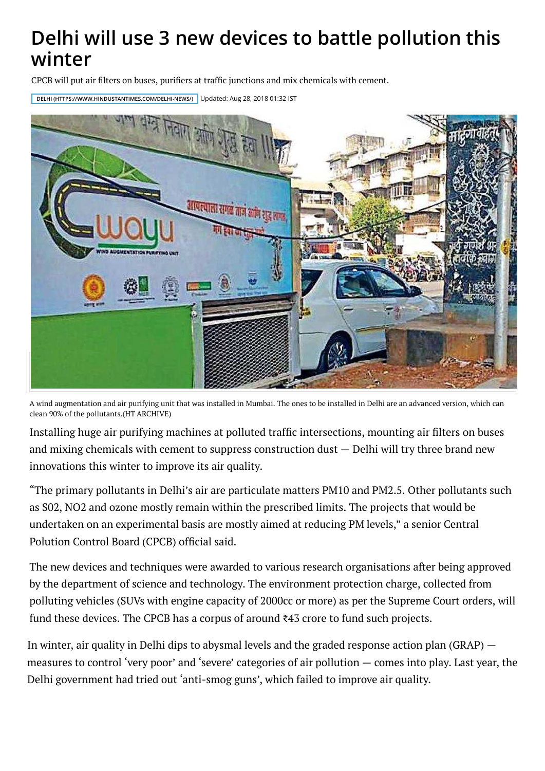# Delhi will use 3 new devices to battle pollution this winter

CPCB will put air filters on buses, purifiers at traffic junctions and mix chemicals with cement.

DELHI (HTTPS://WWW.HINDUSTANTIMES.COM/DELHI-NEWS/) Updated: Aug 28, 2018 01:32 IST

A wind augmentation and air purifying unit that was installed in Mumbai. The ones to be installed in Delhi are an advanced version, which can clean 90% of the pollutants.(HT ARCHIVE)

Installing huge air purifying machines at polluted traffic intersections, mounting air filters on buses and mixing chemicals with cement to suppress construction dust — Delhi will try three brand new innovations this winter to improve its air quality.

"The primary pollutants in Delhi's air are particulate matters PM10 and PM2.5. Other pollutants such as S02, NO2 and ozone mostly remain within the prescribed limits. The projects that would be undertaken on an experimental basis are mostly aimed at reducing PM levels," a senior Central Polution Control Board (CPCB) official said.

The new devices and techniques were awarded to various research organisations after being approved by the department of science and technology. The environment protection charge, collected from polluting vehicles (SUVs with engine capacity of 2000cc or more) as per the Supreme Court orders, will fund these devices. The CPCB has a corpus of around ₹43 crore to fund such projects.

In winter, air quality in Delhi dips to abysmal levels and the graded response action plan (GRAP) — measures to control 'very poor' and 'severe' categories of air pollution — comes into play. Last year, the Delhi government had tried out 'anti-smog guns', which failed to improve air quality.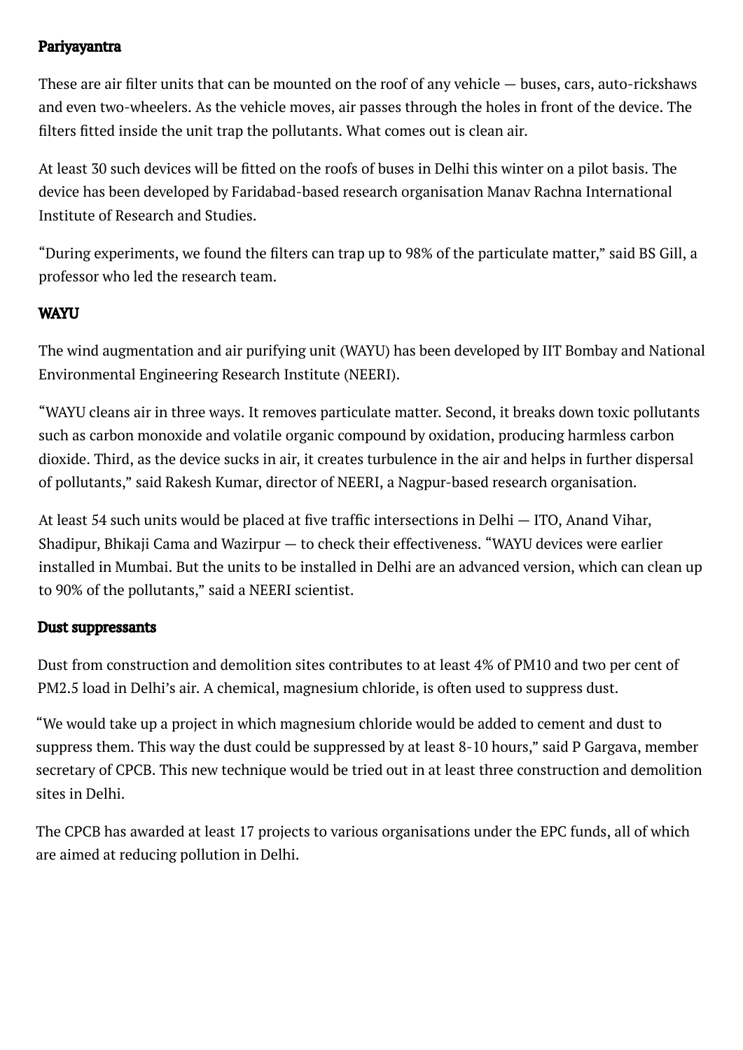### Pariyayantra

These are air filter units that can be mounted on the roof of any vehicle — buses, cars, auto-rickshaws and even two-wheelers. As the vehicle moves, air passes through the holes in front of the device. The filters fitted inside the unit trap the pollutants. What comes out is clean air.

At least 30 such devices will be fitted on the roofs of buses in Delhi this winter on a pilot basis. The device has been developed by Faridabad-based research organisation Manav Rachna International Institute of Research and Studies.

"During experiments, we found the filters can trap up to 98% of the particulate matter," said BS Gill, a professor who led the research team.

### WAYU

The wind augmentation and air purifying unit (WAYU) has been developed by IIT Bombay and National Environmental Engineering Research Institute (NEERI).

"WAYU cleans air in three ways. It removes particulate matter. Second, it breaks down toxic pollutants such as carbon monoxide and volatile organic compound by oxidation, producing harmless carbon dioxide. Third, as the device sucks in air, it creates turbulence in the air and helps in further dispersal of pollutants," said Rakesh Kumar, director of NEERI, a Nagpur-based research organisation.

At least 54 such units would be placed at five traffic intersections in Delhi — ITO, Anand Vihar, Shadipur, Bhikaji Cama and Wazirpur — to check their effectiveness. "WAYU devices were earlier installed in Mumbai. But the units to be installed in Delhi are an advanced version, which can clean up to 90% of the pollutants," said a NEERI scientist.

### Dust suppressants

Dust from construction and demolition sites contributes to at least 4% of PM10 and two per cent of PM2.5 load in Delhi's air. A chemical, magnesium chloride, is often used to suppress dust.

"We would take up a project in which magnesium chloride would be added to cement and dust to suppress them. This way the dust could be suppressed by at least 8-10 hours," said P Gargava, member secretary of CPCB. This new technique would be tried out in at least three construction and demolition sites in Delhi.

The CPCB has awarded at least 17 projects to various organisations under the EPC funds, all of which are aimed at reducing pollution in Delhi.